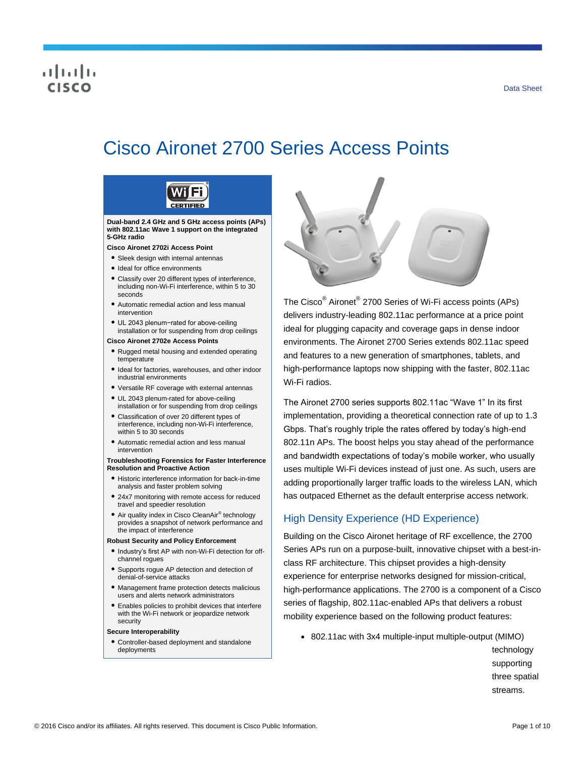# Cisco Aironet 2700 Series Access Points

**Dual-band 2.4 GHz and 5 GHz access points (APs) with 802.11ac Wave 1 support on the integrated 5-GHz radio**

**Cisco Aironet 2702i Access Point**

- Sleek design with internal antennas
- Ideal for office environments
- Classify over 20 different types of interference, including non-Wi-Fi interference, within 5 to 30 seconds
- Automatic remedial action and less manual intervention
- UL 2043 plenum−rated for above-ceiling installation or for suspending from drop ceilings

**Cisco Aironet 2702e Access Points**

- Rugged metal housing and extended operating temperature
- Ideal for factories, warehouses, and other indoor industrial environments
- Versatile RF coverage with external antennas
- UL 2043 plenum-rated for above-ceiling installation or for suspending from drop ceilings
- Classification of over 20 different types of interference, including non-Wi-Fi interference, within 5 to 30 seconds
- Automatic remedial action and less manual intervention

**Troubleshooting Forensics for Faster Interference Resolution and Proactive Action**

- Historic interference information for back-in-time analysis and faster problem solving
- 24x7 monitoring with remote access for reduced travel and speedier resolution
- Air quality index in Cisco CleanAir® technology provides a snapshot of network performance and the impact of interference

**Robust Security and Policy Enforcement**

- Industry's first AP with non-Wi-Fi detection for off-channel rogues
- Supports rogue AP detection and detection of denial-of-service attacks
- Management frame protection detects malicious users and alerts network administrators
- Enables policies to prohibit devices that interfere with the Wi-Fi network or jeopardize network security

**Secure Interoperability**

- Controller-based deployment and standalone deployments

The Cisco® Aironet® 2700 Series of Wi-Fi access points (APs) delivers industry-leading 802.11ac performance at a price point ideal for plugging capacity and coverage gaps in dense indoor environments. The Aironet 2700 Series extends 802.11ac speed and features to a new generation of smartphones, tablets, and high-performance laptops now shipping with the faster, 802.11ac Wi-Fi radios.

The Aironet 2700 series supports 802.11ac "Wave 1" In its first implementation, providing a theoretical connection rate of up to 1.3 Gbps. That's roughly triple the rates offered by today's high-end 802.11n APs. The boost helps you stay ahead of the performance and bandwidth expectations of today's mobile worker, who usually uses multiple Wi-Fi devices instead of just one. As such, users are adding proportionally larger traffic loads to the wireless LAN, which has outpaced Ethernet as the default enterprise access network.

## High Density Experience (HD Experience)

Building on the Cisco Aironet heritage of RF excellence, the 2700 Series APs run on a purpose-built, innovative chipset with a best-in-class RF architecture. This chipset provides a high-density experience for enterprise networks designed for mission-critical, high-performance applications. The 2700 is a component of a Cisco series of flagship, 802.11ac-enabled APs that delivers a robust mobility experience based on the following product features:

- 802.11ac with 3x4 multiple-input multiple-output (MIMO) technology supporting three spatial streams.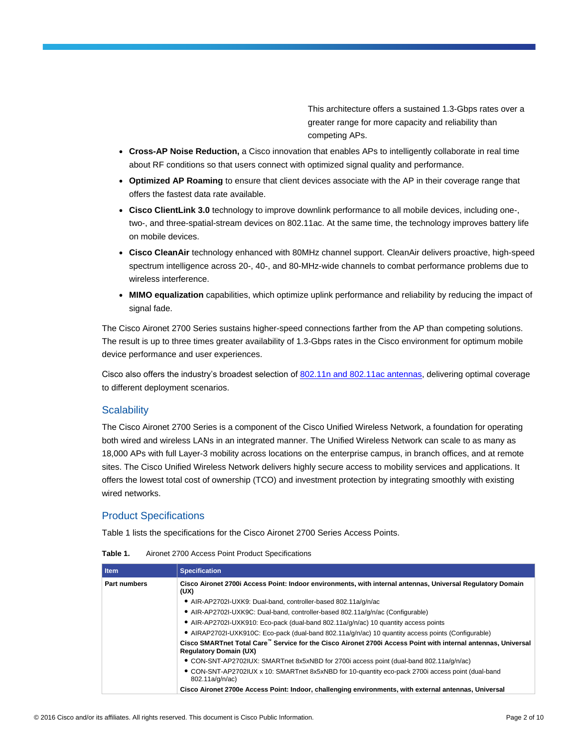This architecture offers a sustained 1.3-Gbps rates over a greater range for more capacity and reliability than competing APs.

- **Cross-AP Noise Reduction,** a Cisco innovation that enables APs to intelligently collaborate in real time about RF conditions so that users connect with optimized signal quality and performance.
- **Optimized AP Roaming** to ensure that client devices associate with the AP in their coverage range that offers the fastest data rate available.
- **Cisco ClientLink 3.0** technology to improve downlink performance to all mobile devices, including one-, two-, and three-spatial-stream devices on 802.11ac. At the same time, the technology improves battery life on mobile devices.
- **Cisco CleanAir** technology enhanced with 80MHz channel support. CleanAir delivers proactive, high-speed spectrum intelligence across 20-, 40-, and 80-MHz-wide channels to combat performance problems due to wireless interference.
- **MIMO equalization** capabilities, which optimize uplink performance and reliability by reducing the impact of signal fade.

The Cisco Aironet 2700 Series sustains higher-speed connections farther from the AP than competing solutions. The result is up to three times greater availability of 1.3-Gbps rates in the Cisco environment for optimum mobile device performance and user experiences.

Cisco also offers the industry's broadest selection of 802.11n and 802.11ac antennas, delivering optimal coverage to different deployment scenarios.

## Scalability

The Cisco Aironet 2700 Series is a component of the Cisco Unified Wireless Network, a foundation for operating both wired and wireless LANs in an integrated manner. The Unified Wireless Network can scale to as many as 18,000 APs with full Layer-3 mobility across locations on the enterprise campus, in branch offices, and at remote sites. The Cisco Unified Wireless Network delivers highly secure access to mobility services and applications. It offers the lowest total cost of ownership (TCO) and investment protection by integrating smoothly with existing wired networks.

## Product Specifications

Table 1 lists the specifications for the Cisco Aironet 2700 Series Access Points.

**Table 1.** Aironet 2700 Access Point Product Specifications

| Item | Specification |
|---|---|
| **Part numbers** | **Cisco Aironet 2700i Access Point: Indoor environments, with internal antennas, Universal Regulatory Domain (UX)**<br>• AIR-AP2702I-UXK9: Dual-band, controller-based 802.11a/g/n/ac<br>• AIR-AP2702I-UXK9C: Dual-band, controller-based 802.11a/g/n/ac (Configurable)<br>• AIR-AP2702I-UXK910: Eco-pack (dual-band 802.11a/g/n/ac) 10 quantity access points<br>• AIRAP2702I-UXK910C: Eco-pack (dual-band 802.11a/g/n/ac) 10 quantity access points (Configurable)<br>**Cisco SMARTnet Total Care™ Service for the Cisco Aironet 2700i Access Point with internal antennas, Universal Regulatory Domain (UX)**<br>• CON-SNT-AP2702IUX: SMARTnet 8x5xNBD for 2700i access point (dual-band 802.11a/g/n/ac)<br>• CON-SNT-AP2702IUX x 10: SMARTnet 8x5xNBD for 10-quantity eco-pack 2700i access point (dual-band 802.11a/g/n/ac)<br>**Cisco Aironet 2700e Access Point: Indoor, challenging environments, with external antennas, Universal** |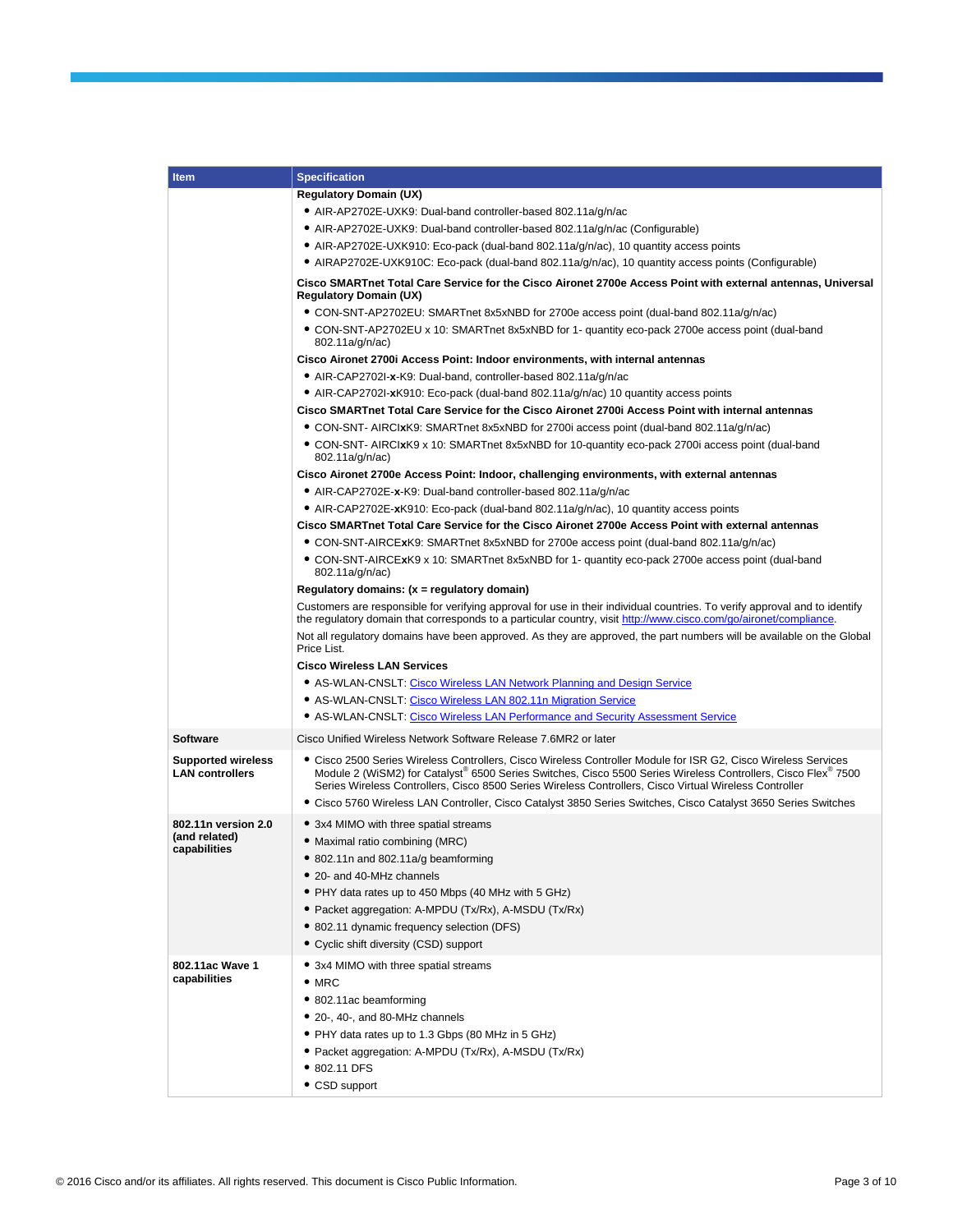| Item | Specification |
| --- | --- |
| | **Regulatory Domain (UX)**<br>• AIR-AP2702E-UXK9: Dual-band controller-based 802.11a/g/n/ac<br>• AIR-AP2702E-UXK9: Dual-band controller-based 802.11a/g/n/ac (Configurable)<br>• AIR-AP2702E-UXK910: Eco-pack (dual-band 802.11a/g/n/ac), 10 quantity access points<br>• AIRAP2702E-UXK910C: Eco-pack (dual-band 802.11a/g/n/ac), 10 quantity access points (Configurable)<br>**Cisco SMARTnet Total Care Service for the Cisco Aironet 2700e Access Point with external antennas, Universal Regulatory Domain (UX)**<br>• CON-SNT-AP2702EU: SMARTnet 8x5xNBD for 2700e access point (dual-band 802.11a/g/n/ac)<br>• CON-SNT-AP2702EU x 10: SMARTnet 8x5xNBD for 1- quantity eco-pack 2700e access point (dual-band 802.11a/g/n/ac)<br>**Cisco Aironet 2700i Access Point: Indoor environments, with internal antennas**<br>• AIR-CAP2702I-**x**-K9: Dual-band, controller-based 802.11a/g/n/ac<br>• AIR-CAP2702I-**x**K910: Eco-pack (dual-band 802.11a/g/n/ac) 10 quantity access points<br>**Cisco SMARTnet Total Care Service for the Cisco Aironet 2700i Access Point with internal antennas**<br>• CON-SNT- AIRCI**x**K9: SMARTnet 8x5xNBD for 2700i access point (dual-band 802.11a/g/n/ac)<br>• CON-SNT- AIRCI**x**K9 x 10: SMARTnet 8x5xNBD for 10-quantity eco-pack 2700i access point (dual-band 802.11a/g/n/ac)<br>**Cisco Aironet 2700e Access Point: Indoor, challenging environments, with external antennas**<br>• AIR-CAP2702E-**x**-K9: Dual-band controller-based 802.11a/g/n/ac<br>• AIR-CAP2702E-**x**K910: Eco-pack (dual-band 802.11a/g/n/ac), 10 quantity access points<br>**Cisco SMARTnet Total Care Service for the Cisco Aironet 2700e Access Point with external antennas**<br>• CON-SNT-AIRCE**x**K9: SMARTnet 8x5xNBD for 2700e access point (dual-band 802.11a/g/n/ac)<br>• CON-SNT-AIRCE**x**K9 x 10: SMARTnet 8x5xNBD for 1- quantity eco-pack 2700e access point (dual-band 802.11a/g/n/ac)<br>**Regulatory domains: (x = regulatory domain)**<br>Customers are responsible for verifying approval for use in their individual countries. To verify approval and to identify the regulatory domain that corresponds to a particular country, visit [http://www.cisco.com/go/aironet/compliance](http://www.cisco.com/go/aironet/compliance).<br>Not all regulatory domains have been approved. As they are approved, the part numbers will be available on the Global Price List.<br>**Cisco Wireless LAN Services**<br>• AS-WLAN-CNSLT: Cisco Wireless LAN Network Planning and Design Service<br>• AS-WLAN-CNSLT: Cisco Wireless LAN 802.11n Migration Service<br>• AS-WLAN-CNSLT: Cisco Wireless LAN Performance and Security Assessment Service |
| **Software** | Cisco Unified Wireless Network Software Release 7.6MR2 or later |
| **Supported wireless LAN controllers** | • Cisco 2500 Series Wireless Controllers, Cisco Wireless Controller Module for ISR G2, Cisco Wireless Services Module 2 (WiSM2) for Catalyst® 6500 Series Switches, Cisco 5500 Series Wireless Controllers, Cisco Flex® 7500 Series Wireless Controllers, Cisco 8500 Series Wireless Controllers, Cisco Virtual Wireless Controller<br>• Cisco 5760 Wireless LAN Controller, Cisco Catalyst 3850 Series Switches, Cisco Catalyst 3650 Series Switches |
| **802.11n version 2.0 (and related) capabilities** | • 3x4 MIMO with three spatial streams<br>• Maximal ratio combining (MRC)<br>• 802.11n and 802.11a/g beamforming<br>• 20- and 40-MHz channels<br>• PHY data rates up to 450 Mbps (40 MHz with 5 GHz)<br>• Packet aggregation: A-MPDU (Tx/Rx), A-MSDU (Tx/Rx)<br>• 802.11 dynamic frequency selection (DFS)<br>• Cyclic shift diversity (CSD) support |
| **802.11ac Wave 1 capabilities** | • 3x4 MIMO with three spatial streams<br>• MRC<br>• 802.11ac beamforming<br>• 20-, 40-, and 80-MHz channels<br>• PHY data rates up to 1.3 Gbps (80 MHz in 5 GHz)<br>• Packet aggregation: A-MPDU (Tx/Rx), A-MSDU (Tx/Rx)<br>• 802.11 DFS<br>• CSD support |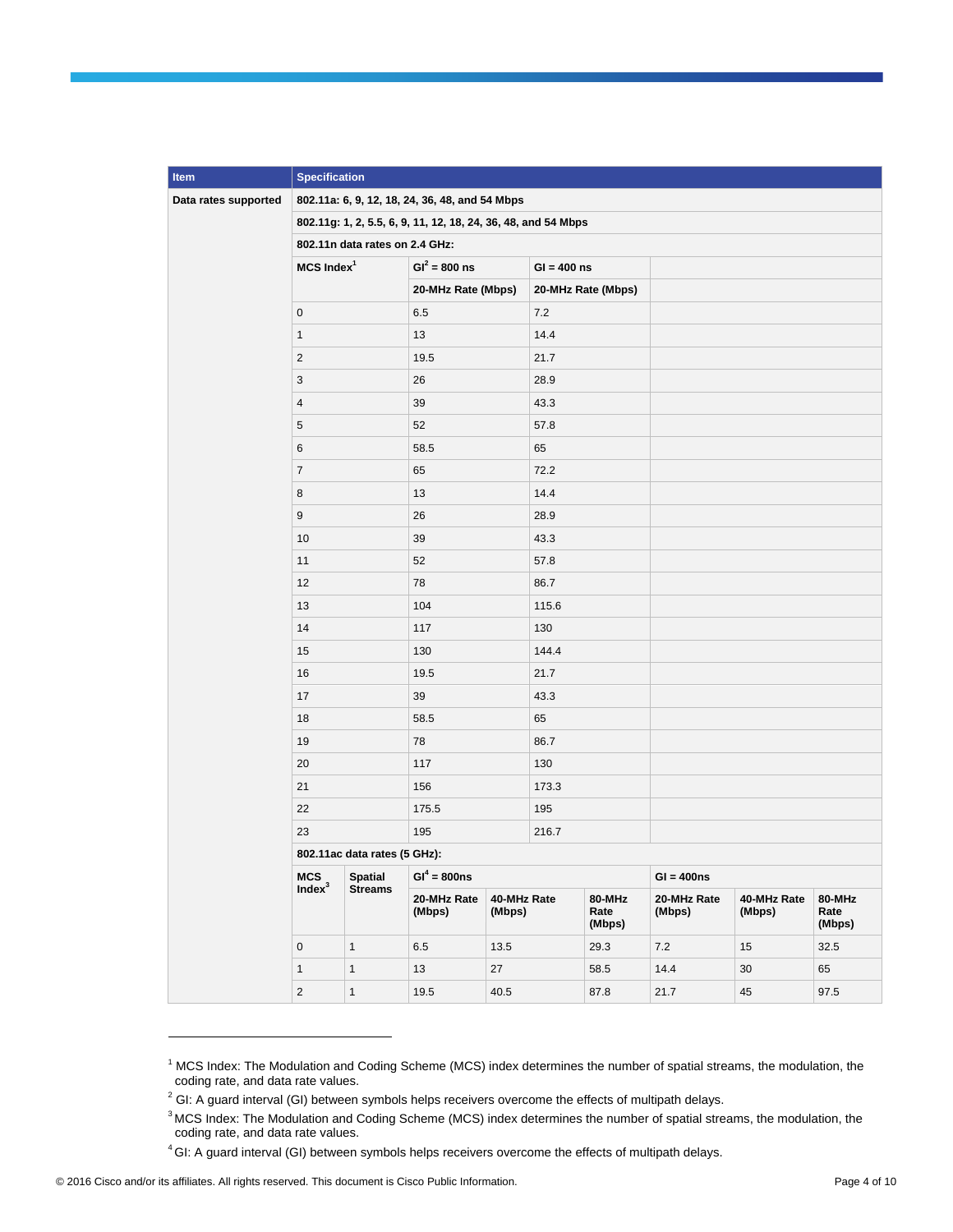| Item | Specification | | | | | | |
|---|---|---|---|---|---|---|---|
| Data rates supported | 802.11a: 6, 9, 12, 18, 24, 36, 48, and 54 Mbps | | | | | | |
| | 802.11g: 1, 2, 5.5, 6, 9, 11, 12, 18, 24, 36, 48, and 54 Mbps | | | | | | |
| | 802.11n data rates on 2.4 GHz: | | | | | | |
| | MCS Index[1] | | GI[2] = 800 ns | GI = 400 ns | | | |
| | | | 20-MHz Rate (Mbps) | 20-MHz Rate (Mbps) | | | |
| | 0 | | 6.5 | 7.2 | | | |
| | 1 | | 13 | 14.4 | | | |
| | 2 | | 19.5 | 21.7 | | | |
| | 3 | | 26 | 28.9 | | | |
| | 4 | | 39 | 43.3 | | | |
| | 5 | | 52 | 57.8 | | | |
| | 6 | | 58.5 | 65 | | | |
| | 7 | | 65 | 72.2 | | | |
| | 8 | | 13 | 14.4 | | | |
| | 9 | | 26 | 28.9 | | | |
| | 10 | | 39 | 43.3 | | | |
| | 11 | | 52 | 57.8 | | | |
| | 12 | | 78 | 86.7 | | | |
| | 13 | | 104 | 115.6 | | | |
| | 14 | | 117 | 130 | | | |
| | 15 | | 130 | 144.4 | | | |
| | 16 | | 19.5 | 21.7 | | | |
| | 17 | | 39 | 43.3 | | | |
| | 18 | | 58.5 | 65 | | | |
| | 19 | | 78 | 86.7 | | | |
| | 20 | | 117 | 130 | | | |
| | 21 | | 156 | 173.3 | | | |
| | 22 | | 175.5 | 195 | | | |
| | 23 | | 195 | 216.7 | | | |
| | 802.11ac data rates (5 GHz): | | | | | | |
| | MCS Index[3] | Spatial Streams | GI[4] = 800ns | | | GI = 400ns | | |
| | | | 20-MHz Rate (Mbps) | 40-MHz Rate (Mbps) | 80-MHz Rate (Mbps) | 20-MHz Rate (Mbps) | 40-MHz Rate (Mbps) | 80-MHz Rate (Mbps) |
| | 0 | 1 | 6.5 | 13.5 | 29.3 | 7.2 | 15 | 32.5 |
| | 1 | 1 | 13 | 27 | 58.5 | 14.4 | 30 | 65 |
| | 2 | 1 | 19.5 | 40.5 | 87.8 | 21.7 | 45 | 97.5 |

[1] MCS Index: The Modulation and Coding Scheme (MCS) index determines the number of spatial streams, the modulation, the coding rate, and data rate values.

[2] GI: A guard interval (GI) between symbols helps receivers overcome the effects of multipath delays.

[3] MCS Index: The Modulation and Coding Scheme (MCS) index determines the number of spatial streams, the modulation, the coding rate, and data rate values.

[4] GI: A guard interval (GI) between symbols helps receivers overcome the effects of multipath delays.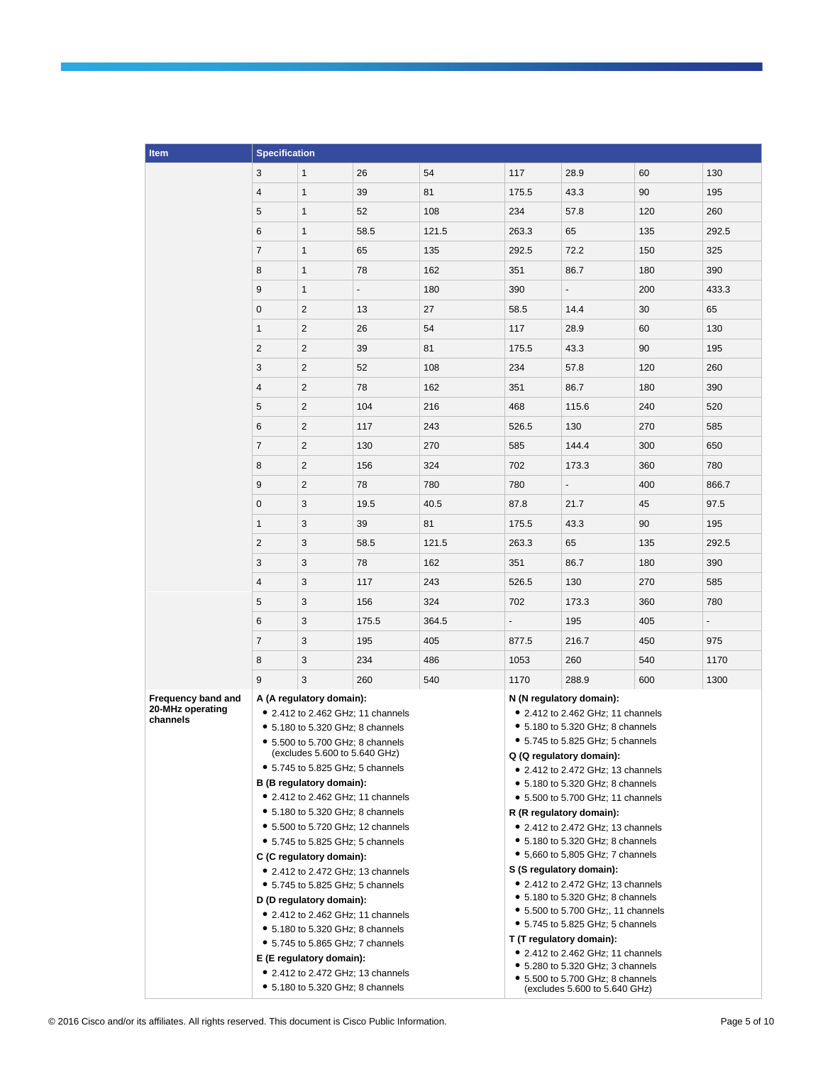| Item | Specification | | | | | | | |
|---|---|---|---|---|---|---|---|---|
| | 3 | 1 | 26 | 54 | 117 | 28.9 | 60 | 130 |
| | 4 | 1 | 39 | 81 | 175.5 | 43.3 | 90 | 195 |
| | 5 | 1 | 52 | 108 | 234 | 57.8 | 120 | 260 |
| | 6 | 1 | 58.5 | 121.5 | 263.3 | 65 | 135 | 292.5 |
| | 7 | 1 | 65 | 135 | 292.5 | 72.2 | 150 | 325 |
| | 8 | 1 | 78 | 162 | 351 | 86.7 | 180 | 390 |
| | 9 | 1 | - | 180 | 390 | - | 200 | 433.3 |
| | 0 | 2 | 13 | 27 | 58.5 | 14.4 | 30 | 65 |
| | 1 | 2 | 26 | 54 | 117 | 28.9 | 60 | 130 |
| | 2 | 2 | 39 | 81 | 175.5 | 43.3 | 90 | 195 |
| | 3 | 2 | 52 | 108 | 234 | 57.8 | 120 | 260 |
| | 4 | 2 | 78 | 162 | 351 | 86.7 | 180 | 390 |
| | 5 | 2 | 104 | 216 | 468 | 115.6 | 240 | 520 |
| | 6 | 2 | 117 | 243 | 526.5 | 130 | 270 | 585 |
| | 7 | 2 | 130 | 270 | 585 | 144.4 | 300 | 650 |
| | 8 | 2 | 156 | 324 | 702 | 173.3 | 360 | 780 |
| | 9 | 2 | 78 | 780 | 780 | - | 400 | 866.7 |
| | 0 | 3 | 19.5 | 40.5 | 87.8 | 21.7 | 45 | 97.5 |
| | 1 | 3 | 39 | 81 | 175.5 | 43.3 | 90 | 195 |
| | 2 | 3 | 58.5 | 121.5 | 263.3 | 65 | 135 | 292.5 |
| | 3 | 3 | 78 | 162 | 351 | 86.7 | 180 | 390 |
| | 4 | 3 | 117 | 243 | 526.5 | 130 | 270 | 585 |
| | 5 | 3 | 156 | 324 | 702 | 173.3 | 360 | 780 |
| | 6 | 3 | 175.5 | 364.5 | - | 195 | 405 | - |
| | 7 | 3 | 195 | 405 | 877.5 | 216.7 | 450 | 975 |
| | 8 | 3 | 234 | 486 | 1053 | 260 | 540 | 1170 |
| | 9 | 3 | 260 | 540 | 1170 | 288.9 | 600 | 1300 |

| Item | Specification |
|---|---|
| **Frequency band and 20-MHz operating channels** | **A (A regulatory domain):**<br>• 2.412 to 2.462 GHz; 11 channels<br>• 5.180 to 5.320 GHz; 8 channels<br>• 5.500 to 5.700 GHz; 8 channels (excludes 5.600 to 5.640 GHz)<br>• 5.745 to 5.825 GHz; 5 channels<br>**B (B regulatory domain):**<br>• 2.412 to 2.462 GHz; 11 channels<br>• 5.180 to 5.320 GHz; 8 channels<br>• 5.500 to 5.720 GHz; 12 channels<br>• 5.745 to 5.825 GHz; 5 channels<br>**C (C regulatory domain):**<br>• 2.412 to 2.472 GHz; 13 channels<br>• 5.745 to 5.825 GHz; 5 channels<br>**D (D regulatory domain):**<br>• 2.412 to 2.462 GHz; 11 channels<br>• 5.180 to 5.320 GHz; 8 channels<br>• 5.745 to 5.865 GHz; 7 channels<br>**E (E regulatory domain):**<br>• 2.412 to 2.472 GHz; 13 channels<br>• 5.180 to 5.320 GHz; 8 channels<br>**N (N regulatory domain):**<br>• 2.412 to 2.462 GHz; 11 channels<br>• 5.180 to 5.320 GHz; 8 channels<br>• 5.745 to 5.825 GHz; 5 channels<br>**Q (Q regulatory domain):**<br>• 2.412 to 2.472 GHz; 13 channels<br>• 5.180 to 5.320 GHz; 8 channels<br>• 5.500 to 5.700 GHz; 11 channels<br>**R (R regulatory domain):**<br>• 2.412 to 2.472 GHz; 13 channels<br>• 5.180 to 5.320 GHz; 8 channels<br>• 5,660 to 5,805 GHz; 7 channels<br>**S (S regulatory domain):**<br>• 2.412 to 2.472 GHz; 13 channels<br>• 5.180 to 5.320 GHz; 8 channels<br>• 5.500 to 5.700 GHz;, 11 channels<br>• 5.745 to 5.825 GHz; 5 channels<br>**T (T regulatory domain):**<br>• 2.412 to 2.462 GHz; 11 channels<br>• 5.280 to 5.320 GHz; 3 channels<br>• 5.500 to 5.700 GHz; 8 channels (excludes 5.600 to 5.640 GHz) |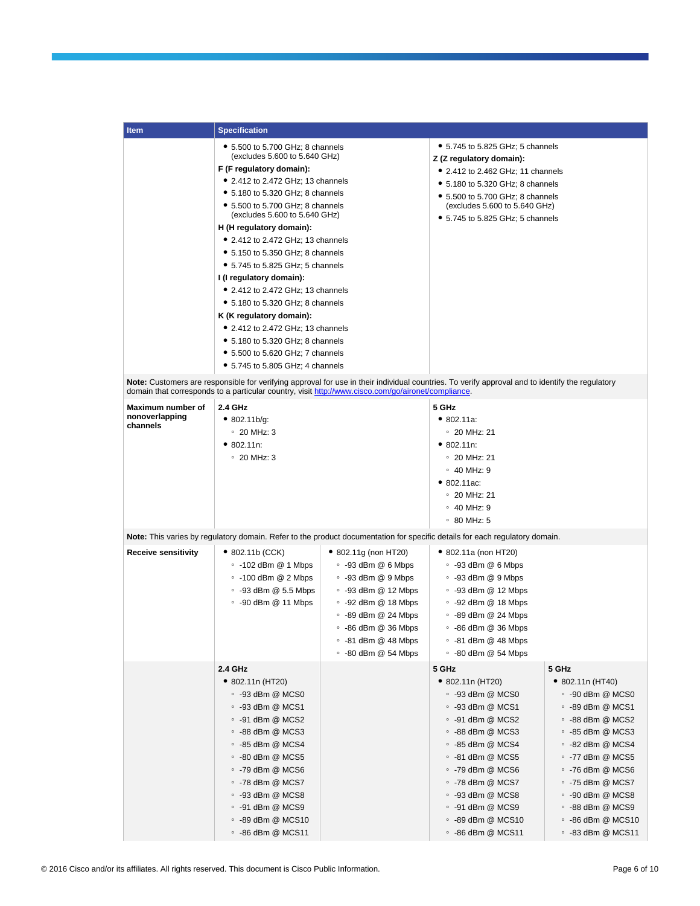| Item | Specification | | | |
|---|---|---|---|---|
| | • 5.500 to 5.700 GHz; 8 channels (excludes 5.600 to 5.640 GHz)<br>**F (F regulatory domain):**<br>• 2.412 to 2.472 GHz; 13 channels<br>• 5.180 to 5.320 GHz; 8 channels<br>• 5.500 to 5.700 GHz; 8 channels (excludes 5.600 to 5.640 GHz)<br>**H (H regulatory domain):**<br>• 2.412 to 2.472 GHz; 13 channels<br>• 5.150 to 5.350 GHz; 8 channels<br>• 5.745 to 5.825 GHz; 5 channels<br>**I (I regulatory domain):**<br>• 2.412 to 2.472 GHz; 13 channels<br>• 5.180 to 5.320 GHz; 8 channels<br>**K (K regulatory domain):**<br>• 2.412 to 2.472 GHz; 13 channels<br>• 5.180 to 5.320 GHz; 8 channels<br>• 5.500 to 5.620 GHz; 7 channels<br>• 5.745 to 5.805 GHz; 4 channels | | • 5.745 to 5.825 GHz; 5 channels<br>**Z (Z regulatory domain):**<br>• 2.412 to 2.462 GHz; 11 channels<br>• 5.180 to 5.320 GHz; 8 channels<br>• 5.500 to 5.700 GHz; 8 channels (excludes 5.600 to 5.640 GHz)<br>• 5.745 to 5.825 GHz; 5 channels | |
| **Note:** Customers are responsible for verifying approval for use in their individual countries. To verify approval and to identify the regulatory domain that corresponds to a particular country, visit http://www.cisco.com/go/aironet/compliance. | | | | |
| **Maximum number of nonoverlapping channels** | **2.4 GHz**<br>• 802.11b/g:<br>◦ 20 MHz: 3<br>• 802.11n:<br>◦ 20 MHz: 3 | | **5 GHz**<br>• 802.11a:<br>◦ 20 MHz: 21<br>• 802.11n:<br>◦ 20 MHz: 21<br>◦ 40 MHz: 9<br>• 802.11ac:<br>◦ 20 MHz: 21<br>◦ 40 MHz: 9<br>◦ 80 MHz: 5 | |
| **Note:** This varies by regulatory domain. Refer to the product documentation for specific details for each regulatory domain. | | | | |
| **Receive sensitivity** | • 802.11b (CCK)<br>◦ -102 dBm @ 1 Mbps<br>◦ -100 dBm @ 2 Mbps<br>◦ -93 dBm @ 5.5 Mbps<br>◦ -90 dBm @ 11 Mbps | • 802.11g (non HT20)<br>◦ -93 dBm @ 6 Mbps<br>◦ -93 dBm @ 9 Mbps<br>◦ -93 dBm @ 12 Mbps<br>◦ -92 dBm @ 18 Mbps<br>◦ -89 dBm @ 24 Mbps<br>◦ -86 dBm @ 36 Mbps<br>◦ -81 dBm @ 48 Mbps<br>◦ -80 dBm @ 54 Mbps | • 802.11a (non HT20)<br>◦ -93 dBm @ 6 Mbps<br>◦ -93 dBm @ 9 Mbps<br>◦ -93 dBm @ 12 Mbps<br>◦ -92 dBm @ 18 Mbps<br>◦ -89 dBm @ 24 Mbps<br>◦ -86 dBm @ 36 Mbps<br>◦ -81 dBm @ 48 Mbps<br>◦ -80 dBm @ 54 Mbps | |
| | **2.4 GHz**<br>• 802.11n (HT20)<br>◦ -93 dBm @ MCS0<br>◦ -93 dBm @ MCS1<br>◦ -91 dBm @ MCS2<br>◦ -88 dBm @ MCS3<br>◦ -85 dBm @ MCS4<br>◦ -80 dBm @ MCS5<br>◦ -79 dBm @ MCS6<br>◦ -78 dBm @ MCS7<br>◦ -93 dBm @ MCS8<br>◦ -91 dBm @ MCS9<br>◦ -89 dBm @ MCS10<br>◦ -86 dBm @ MCS11 | | **5 GHz**<br>• 802.11n (HT20)<br>◦ -93 dBm @ MCS0<br>◦ -93 dBm @ MCS1<br>◦ -91 dBm @ MCS2<br>◦ -88 dBm @ MCS3<br>◦ -85 dBm @ MCS4<br>◦ -81 dBm @ MCS5<br>◦ -79 dBm @ MCS6<br>◦ -78 dBm @ MCS7<br>◦ -93 dBm @ MCS8<br>◦ -91 dBm @ MCS9<br>◦ -89 dBm @ MCS10<br>◦ -86 dBm @ MCS11 | **5 GHz**<br>• 802.11n (HT40)<br>◦ -90 dBm @ MCS0<br>◦ -89 dBm @ MCS1<br>◦ -88 dBm @ MCS2<br>◦ -85 dBm @ MCS3<br>◦ -82 dBm @ MCS4<br>◦ -77 dBm @ MCS5<br>◦ -76 dBm @ MCS6<br>◦ -75 dBm @ MCS7<br>◦ -90 dBm @ MCS8<br>◦ -88 dBm @ MCS9<br>◦ -86 dBm @ MCS10<br>◦ -83 dBm @ MCS11 |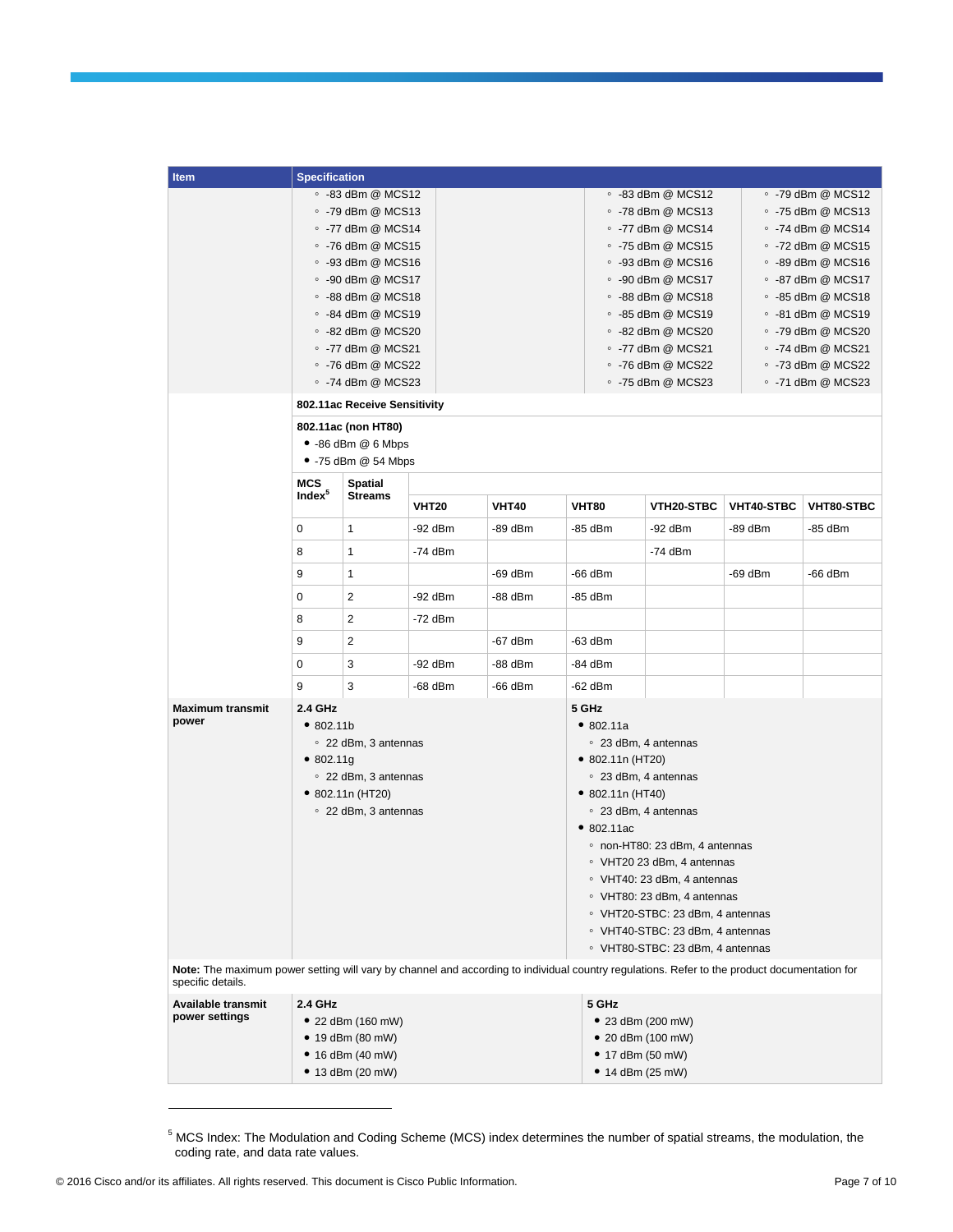| Item | Specification | | | |
|---|---|---|---|---|
| | ◦ -83 dBm @ MCS12<br>◦ -79 dBm @ MCS13<br>◦ -77 dBm @ MCS14<br>◦ -76 dBm @ MCS15<br>◦ -93 dBm @ MCS16<br>◦ -90 dBm @ MCS17<br>◦ -88 dBm @ MCS18<br>◦ -84 dBm @ MCS19<br>◦ -82 dBm @ MCS20<br>◦ -77 dBm @ MCS21<br>◦ -76 dBm @ MCS22<br>◦ -74 dBm @ MCS23 | | ◦ -83 dBm @ MCS12<br>◦ -78 dBm @ MCS13<br>◦ -77 dBm @ MCS14<br>◦ -75 dBm @ MCS15<br>◦ -93 dBm @ MCS16<br>◦ -90 dBm @ MCS17<br>◦ -88 dBm @ MCS18<br>◦ -85 dBm @ MCS19<br>◦ -82 dBm @ MCS20<br>◦ -77 dBm @ MCS21<br>◦ -76 dBm @ MCS22<br>◦ -75 dBm @ MCS23 | ◦ -79 dBm @ MCS12<br>◦ -75 dBm @ MCS13<br>◦ -74 dBm @ MCS14<br>◦ -72 dBm @ MCS15<br>◦ -89 dBm @ MCS16<br>◦ -87 dBm @ MCS17<br>◦ -85 dBm @ MCS18<br>◦ -81 dBm @ MCS19<br>◦ -79 dBm @ MCS20<br>◦ -74 dBm @ MCS21<br>◦ -73 dBm @ MCS22<br>◦ -71 dBm @ MCS23 |

**802.11ac Receive Sensitivity**

**802.11ac (non HT80)**

- -86 dBm @ 6 Mbps
- -75 dBm @ 54 Mbps

| MCS Index[5] | Spatial Streams | VHT20 | VHT40 | VHT80 | VTH20-STBC | VHT40-STBC | VHT80-STBC |
|---|---|---|---|---|---|---|---|
| 0 | 1 | -92 dBm | -89 dBm | -85 dBm | -92 dBm | -89 dBm | -85 dBm |
| 8 | 1 | -74 dBm | | | -74 dBm | | |
| 9 | 1 | | -69 dBm | -66 dBm | | -69 dBm | -66 dBm |
| 0 | 2 | -92 dBm | -88 dBm | -85 dBm | | | |
| 8 | 2 | -72 dBm | | | | | |
| 9 | 2 | | -67 dBm | -63 dBm | | | |
| 0 | 3 | -92 dBm | -88 dBm | -84 dBm | | | |
| 9 | 3 | -68 dBm | -66 dBm | -62 dBm | | | |

| Item | 2.4 GHz | 5 GHz |
|---|---|---|
| **Maximum transmit power** | • 802.11b<br>◦ 22 dBm, 3 antennas<br>• 802.11g<br>◦ 22 dBm, 3 antennas<br>• 802.11n (HT20)<br>◦ 22 dBm, 3 antennas | • 802.11a<br>◦ 23 dBm, 4 antennas<br>• 802.11n (HT20)<br>◦ 23 dBm, 4 antennas<br>• 802.11n (HT40)<br>◦ 23 dBm, 4 antennas<br>• 802.11ac<br>◦ non-HT80: 23 dBm, 4 antennas<br>◦ VHT20 23 dBm, 4 antennas<br>◦ VHT40: 23 dBm, 4 antennas<br>◦ VHT80: 23 dBm, 4 antennas<br>◦ VHT20-STBC: 23 dBm, 4 antennas<br>◦ VHT40-STBC: 23 dBm, 4 antennas<br>◦ VHT80-STBC: 23 dBm, 4 antennas |

**Note:** The maximum power setting will vary by channel and according to individual country regulations. Refer to the product documentation for specific details.

| Item | 2.4 GHz | 5 GHz |
|---|---|---|
| **Available transmit power settings** | • 22 dBm (160 mW)<br>• 19 dBm (80 mW)<br>• 16 dBm (40 mW)<br>• 13 dBm (20 mW) | • 23 dBm (200 mW)<br>• 20 dBm (100 mW)<br>• 17 dBm (50 mW)<br>• 14 dBm (25 mW) |

[5] MCS Index: The Modulation and Coding Scheme (MCS) index determines the number of spatial streams, the modulation, the coding rate, and data rate values.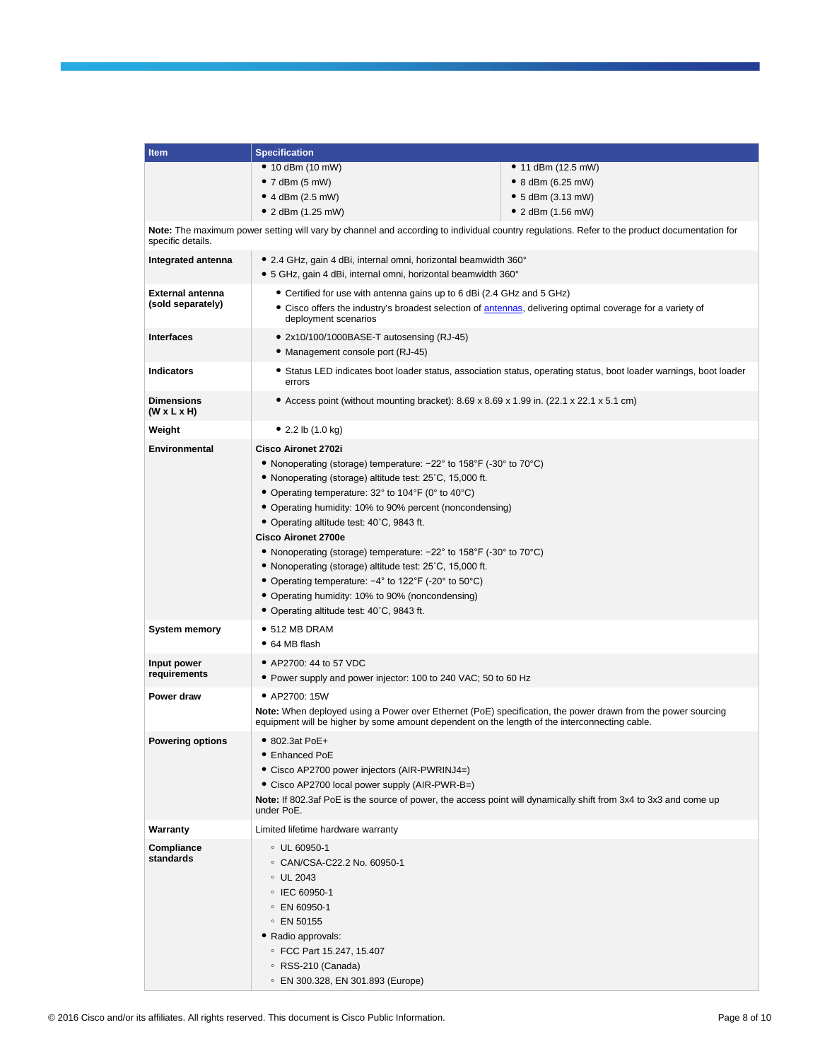| Item | Specification | |
|---|---|---|
| | • 10 dBm (10 mW)<br>• 7 dBm (5 mW)<br>• 4 dBm (2.5 mW)<br>• 2 dBm (1.25 mW) | • 11 dBm (12.5 mW)<br>• 8 dBm (6.25 mW)<br>• 5 dBm (3.13 mW)<br>• 2 dBm (1.56 mW) |
| **Note:** The maximum power setting will vary by channel and according to individual country regulations. Refer to the product documentation for specific details. | | |
| **Integrated antenna** | • 2.4 GHz, gain 4 dBi, internal omni, horizontal beamwidth 360°<br>• 5 GHz, gain 4 dBi, internal omni, horizontal beamwidth 360° | |
| **External antenna (sold separately)** | • Certified for use with antenna gains up to 6 dBi (2.4 GHz and 5 GHz)<br>• Cisco offers the industry's broadest selection of antennas, delivering optimal coverage for a variety of deployment scenarios | |
| **Interfaces** | • 2x10/100/1000BASE-T autosensing (RJ-45)<br>• Management console port (RJ-45) | |
| **Indicators** | • Status LED indicates boot loader status, association status, operating status, boot loader warnings, boot loader errors | |
| **Dimensions (W x L x H)** | • Access point (without mounting bracket): 8.69 x 8.69 x 1.99 in. (22.1 x 22.1 x 5.1 cm) | |
| **Weight** | • 2.2 lb (1.0 kg) | |
| **Environmental** | **Cisco Aironet 2702i**<br>• Nonoperating (storage) temperature: −22° to 158°F (-30° to 70°C)<br>• Nonoperating (storage) altitude test: 25˚C, 15,000 ft.<br>• Operating temperature: 32° to 104°F (0° to 40°C)<br>• Operating humidity: 10% to 90% percent (noncondensing)<br>• Operating altitude test: 40˚C, 9843 ft.<br>**Cisco Aironet 2700e**<br>• Nonoperating (storage) temperature: −22° to 158°F (-30° to 70°C)<br>• Nonoperating (storage) altitude test: 25˚C, 15,000 ft.<br>• Operating temperature: −4° to 122°F (-20° to 50°C)<br>• Operating humidity: 10% to 90% (noncondensing)<br>• Operating altitude test: 40˚C, 9843 ft. | |
| **System memory** | • 512 MB DRAM<br>• 64 MB flash | |
| **Input power requirements** | • AP2700: 44 to 57 VDC<br>• Power supply and power injector: 100 to 240 VAC; 50 to 60 Hz | |
| **Power draw** | • AP2700: 15W<br>**Note:** When deployed using a Power over Ethernet (PoE) specification, the power drawn from the power sourcing equipment will be higher by some amount dependent on the length of the interconnecting cable. | |
| **Powering options** | • 802.3at PoE+<br>• Enhanced PoE<br>• Cisco AP2700 power injectors (AIR-PWRINJ4=)<br>• Cisco AP2700 local power supply (AIR-PWR-B=)<br>**Note:** If 802.3af PoE is the source of power, the access point will dynamically shift from 3x4 to 3x3 and come up under PoE. | |
| **Warranty** | Limited lifetime hardware warranty | |
| **Compliance standards** | ◦ UL 60950-1<br>◦ CAN/CSA-C22.2 No. 60950-1<br>◦ UL 2043<br>◦ IEC 60950-1<br>◦ EN 60950-1<br>◦ EN 50155<br>• Radio approvals:<br>◦ FCC Part 15.247, 15.407<br>◦ RSS-210 (Canada)<br>◦ EN 300.328, EN 301.893 (Europe) | |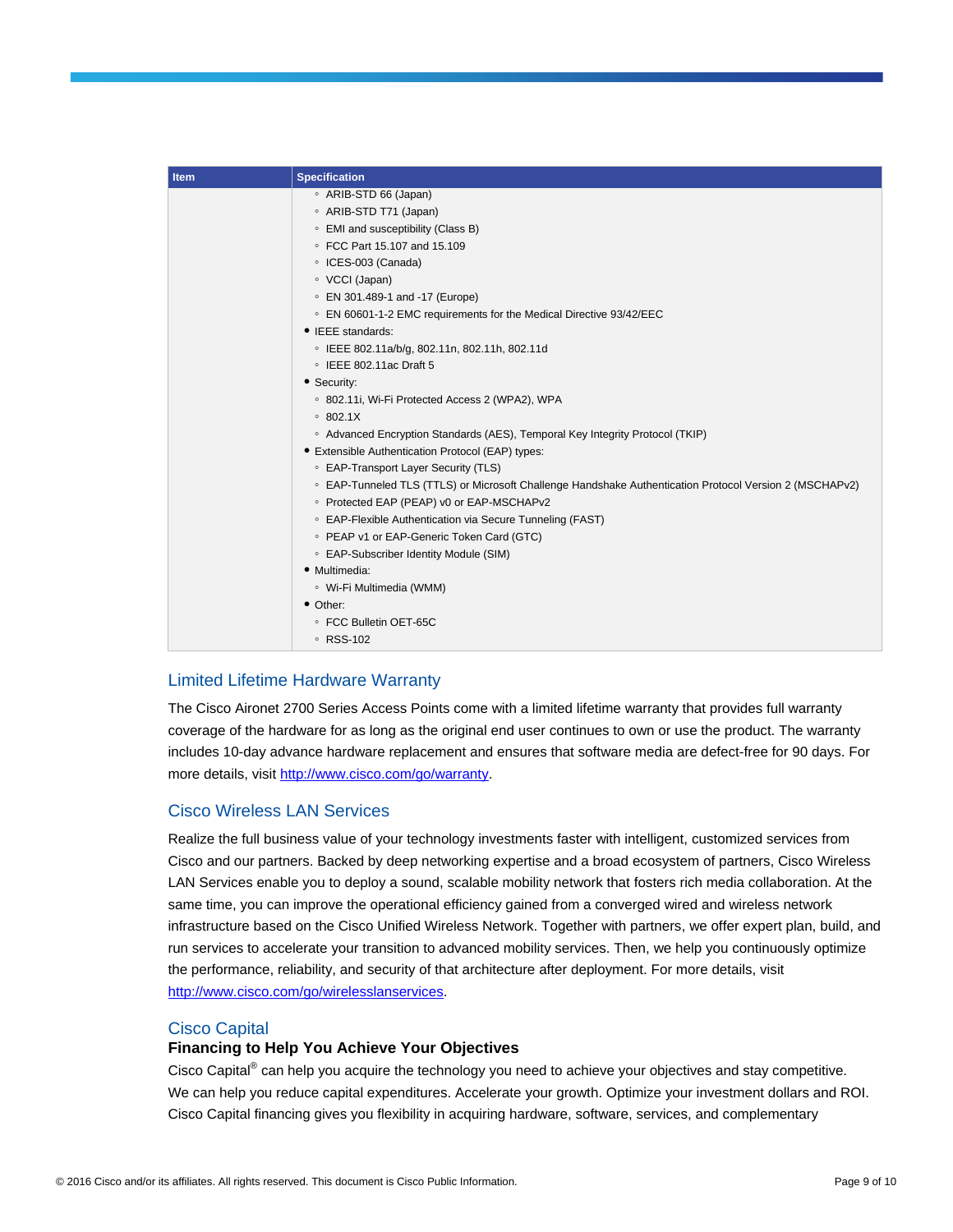| Item | Specification |
| --- | --- |
| | ◦ ARIB-STD 66 (Japan)<br>◦ ARIB-STD T71 (Japan)<br>◦ EMI and susceptibility (Class B)<br>◦ FCC Part 15.107 and 15.109<br>◦ ICES-003 (Canada)<br>◦ VCCI (Japan)<br>◦ EN 301.489-1 and -17 (Europe)<br>◦ EN 60601-1-2 EMC requirements for the Medical Directive 93/42/EEC<br>• IEEE standards:<br>◦ IEEE 802.11a/b/g, 802.11n, 802.11h, 802.11d<br>◦ IEEE 802.11ac Draft 5<br>• Security:<br>◦ 802.11i, Wi-Fi Protected Access 2 (WPA2), WPA<br>◦ 802.1X<br>◦ Advanced Encryption Standards (AES), Temporal Key Integrity Protocol (TKIP)<br>• Extensible Authentication Protocol (EAP) types:<br>◦ EAP-Transport Layer Security (TLS)<br>◦ EAP-Tunneled TLS (TTLS) or Microsoft Challenge Handshake Authentication Protocol Version 2 (MSCHAPv2)<br>◦ Protected EAP (PEAP) v0 or EAP-MSCHAPv2<br>◦ EAP-Flexible Authentication via Secure Tunneling (FAST)<br>◦ PEAP v1 or EAP-Generic Token Card (GTC)<br>◦ EAP-Subscriber Identity Module (SIM)<br>• Multimedia:<br>◦ Wi-Fi Multimedia (WMM)<br>• Other:<br>◦ FCC Bulletin OET-65C<br>◦ RSS-102 |

## Limited Lifetime Hardware Warranty

The Cisco Aironet 2700 Series Access Points come with a limited lifetime warranty that provides full warranty coverage of the hardware for as long as the original end user continues to own or use the product. The warranty includes 10-day advance hardware replacement and ensures that software media are defect-free for 90 days. For more details, visit http://www.cisco.com/go/warranty.

## Cisco Wireless LAN Services

Realize the full business value of your technology investments faster with intelligent, customized services from Cisco and our partners. Backed by deep networking expertise and a broad ecosystem of partners, Cisco Wireless LAN Services enable you to deploy a sound, scalable mobility network that fosters rich media collaboration. At the same time, you can improve the operational efficiency gained from a converged wired and wireless network infrastructure based on the Cisco Unified Wireless Network. Together with partners, we offer expert plan, build, and run services to accelerate your transition to advanced mobility services. Then, we help you continuously optimize the performance, reliability, and security of that architecture after deployment. For more details, visit http://www.cisco.com/go/wirelesslanservices.

## Cisco Capital

### Financing to Help You Achieve Your Objectives

Cisco Capital® can help you acquire the technology you need to achieve your objectives and stay competitive. We can help you reduce capital expenditures. Accelerate your growth. Optimize your investment dollars and ROI. Cisco Capital financing gives you flexibility in acquiring hardware, software, services, and complementary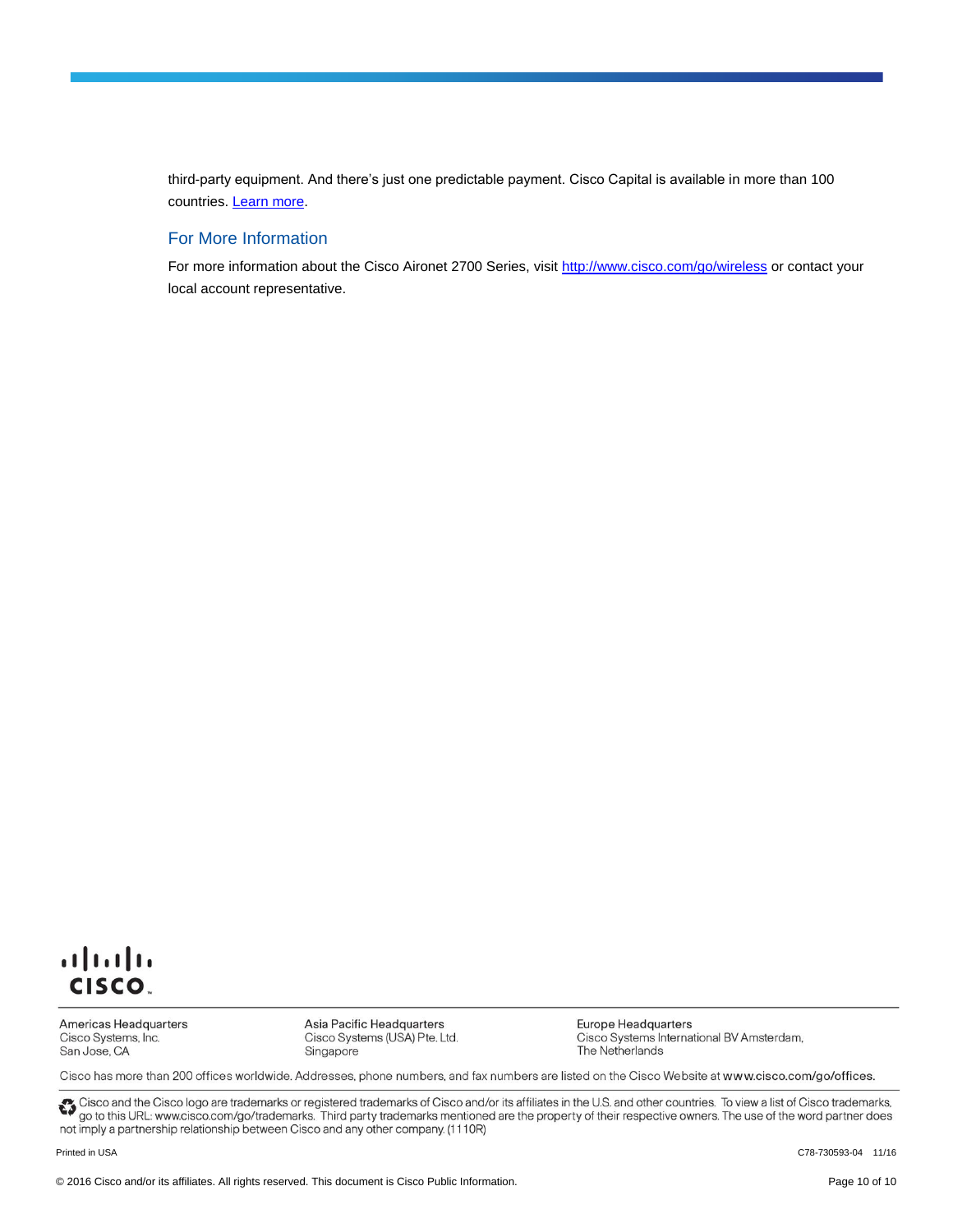third-party equipment. And there's just one predictable payment. Cisco Capital is available in more than 100 countries. [Learn more](#).

## For More Information

For more information about the Cisco Aironet 2700 Series, visit http://www.cisco.com/go/wireless or contact your local account representative.

Americas Headquarters
Cisco Systems, Inc.
San Jose, CA

Asia Pacific Headquarters
Cisco Systems (USA) Pte. Ltd.
Singapore

Europe Headquarters
Cisco Systems International BV Amsterdam,
The Netherlands

Cisco has more than 200 offices worldwide. Addresses, phone numbers, and fax numbers are listed on the Cisco Website at www.cisco.com/go/offices.

Cisco and the Cisco logo are trademarks or registered trademarks of Cisco and/or its affiliates in the U.S. and other countries. To view a list of Cisco trademarks, go to this URL: www.cisco.com/go/trademarks. Third party trademarks mentioned are the property of their respective owners. The use of the word partner does not imply a partnership relationship between Cisco and any other company. (1110R)

Printed in USA C78-730593-04 11/16

© 2016 Cisco and/or its affiliates. All rights reserved. This document is Cisco Public Information.